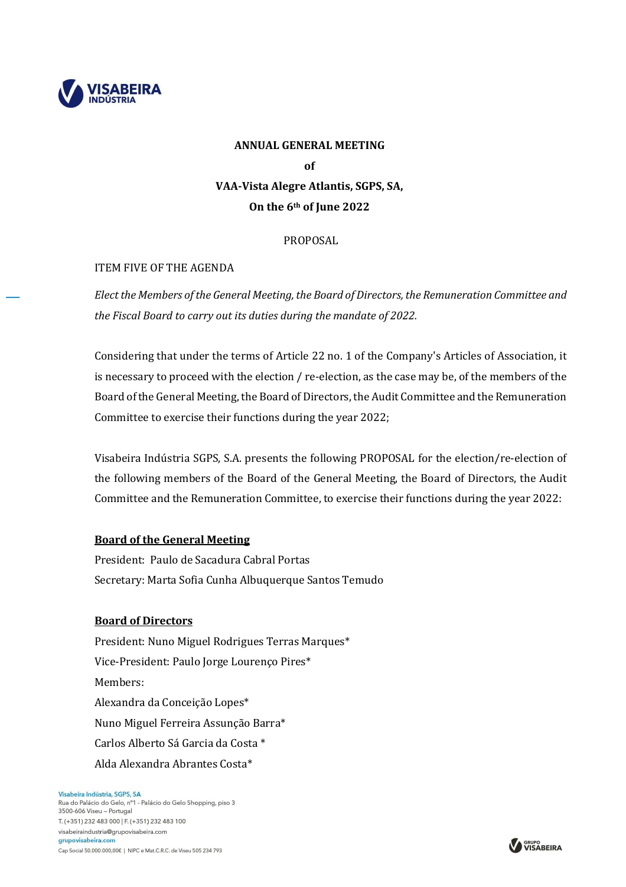**ANNUAL GENERAL MEETING**

**of**

**VAA-Vista Alegre Atlantis, SGPS, SA,**

**On the 6th of June 2022**

PROPOSAL

ITEM FIVE OF THE AGENDA

*Elect the Members of the General Meeting, the Board of Directors, the Remuneration Committee and the Fiscal Board to carry out its duties during the mandate of 2022.*

Considering that under the terms of Article 22 no. 1 of the Company's Articles of Association, it is necessary to proceed with the election / re-election, as the case may be, of the members of the Board of the General Meeting, the Board of Directors, the Audit Committee and the Remuneration Committee to exercise their functions during the year 2022;

Visabeira Indústria SGPS, S.A. presents the following PROPOSAL for the election/re-election of the following members of the Board of the General Meeting, the Board of Directors, the Audit Committee and the Remuneration Committee, to exercise their functions during the year 2022:

**Board of the General Meeting**

President: Paulo de Sacadura Cabral Portas
Secretary: Marta Sofia Cunha Albuquerque Santos Temudo

**Board of Directors**

President: Nuno Miguel Rodrigues Terras Marques*
Vice-President: Paulo Jorge Lourenço Pires*
Members:
Alexandra da Conceição Lopes*
Nuno Miguel Ferreira Assunção Barra*
Carlos Alberto Sá Garcia da Costa *
Alda Alexandra Abrantes Costa*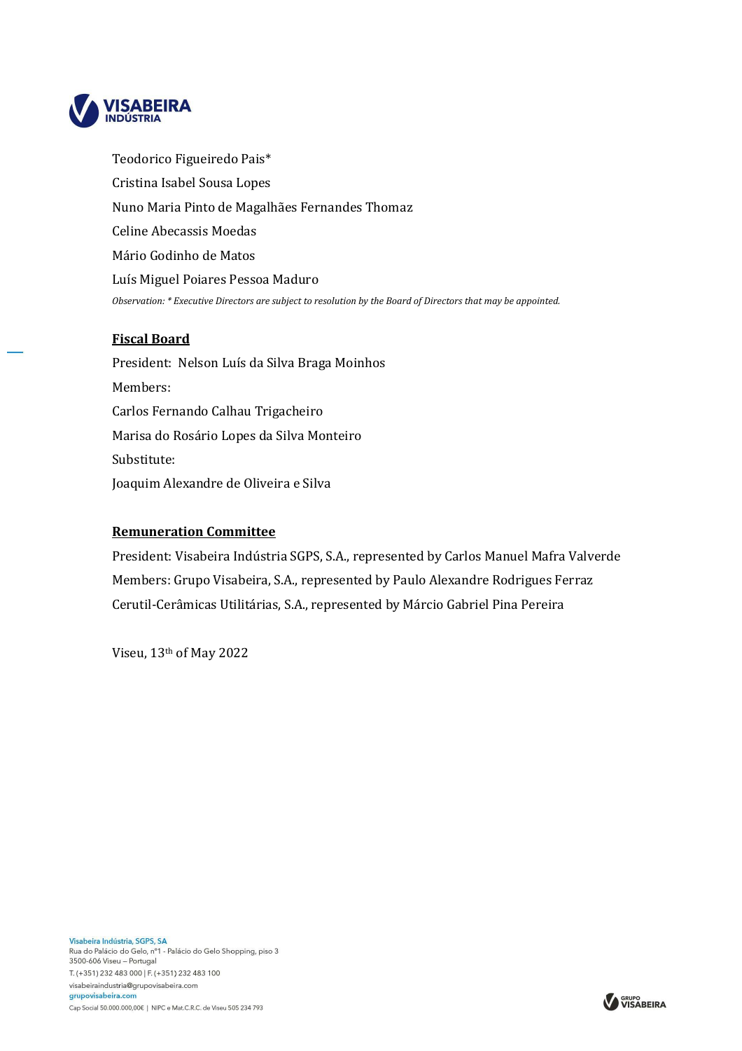Teodorico Figueiredo Pais*

Cristina Isabel Sousa Lopes

Nuno Maria Pinto de Magalhães Fernandes Thomaz

Celine Abecassis Moedas

Mário Godinho de Matos

Luís Miguel Poiares Pessoa Maduro

*Observation: * Executive Directors are subject to resolution by the Board of Directors that may be appointed.*

**Fiscal Board**

President: Nelson Luís da Silva Braga Moinhos

Members:

Carlos Fernando Calhau Trigacheiro

Marisa do Rosário Lopes da Silva Monteiro

Substitute:

Joaquim Alexandre de Oliveira e Silva

**Remuneration Committee**

President: Visabeira Indústria SGPS, S.A., represented by Carlos Manuel Mafra Valverde

Members: Grupo Visabeira, S.A., represented by Paulo Alexandre Rodrigues Ferraz

Cerutil-Cerâmicas Utilitárias, S.A., represented by Márcio Gabriel Pina Pereira

Viseu, 13th of May 2022